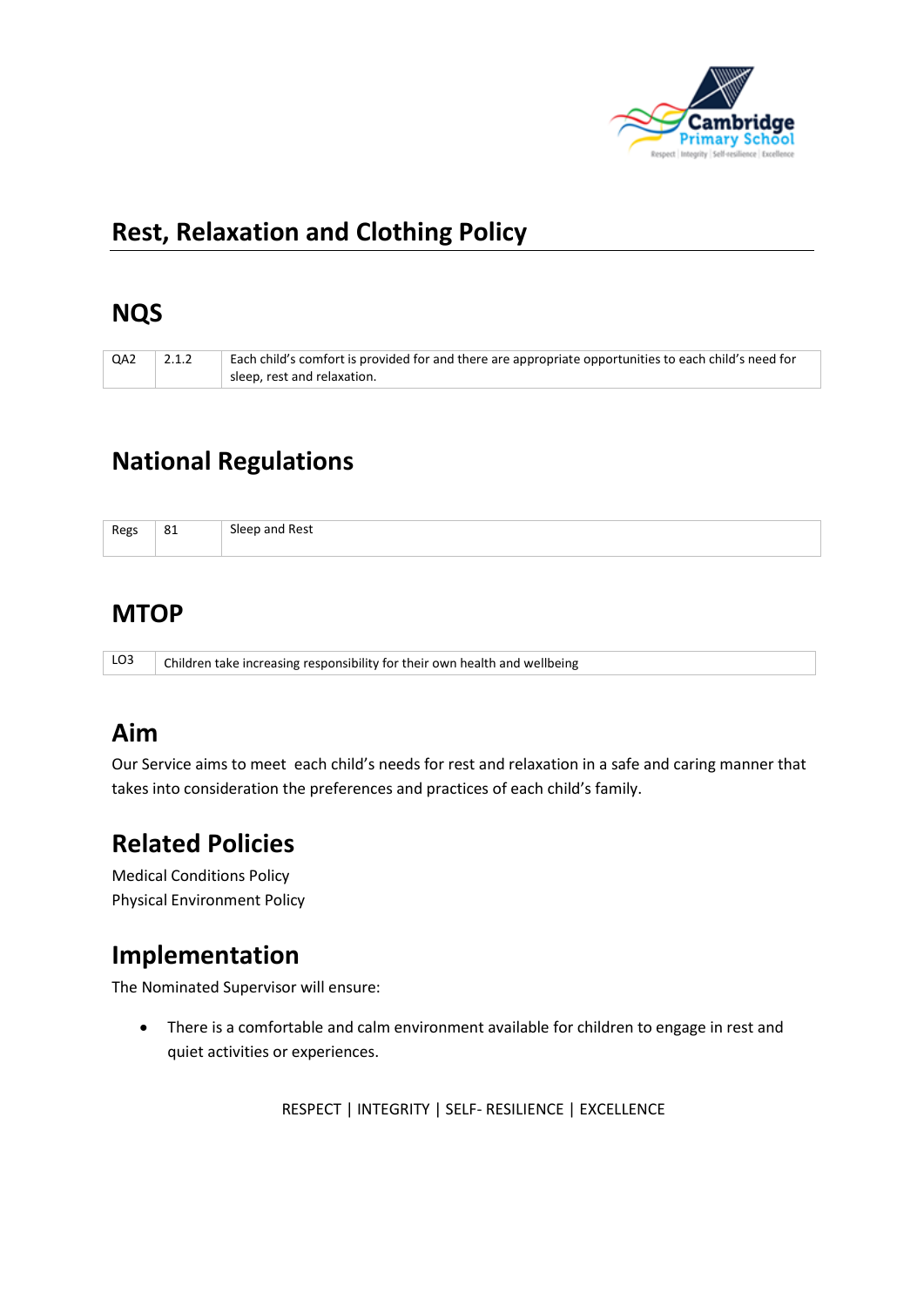# Rest, Relaxation and Clothing Policy

## NQS

| QA2 | 2.1.2 | Each child's comfort is provided for and there are appropriate opportunities to each child's need for sleep, rest and relaxation. |
|---|---|---|

## National Regulations

| Regs | 81 | Sleep and Rest |
|---|---|---|

## MTOP

| LO3 | Children take increasing responsibility for their own health and wellbeing |
|---|---|

## Aim

Our Service aims to meet each child's needs for rest and relaxation in a safe and caring manner that takes into consideration the preferences and practices of each child's family.

## Related Policies

Medical Conditions Policy
Physical Environment Policy

## Implementation

The Nominated Supervisor will ensure:

- There is a comfortable and calm environment available for children to engage in rest and quiet activities or experiences.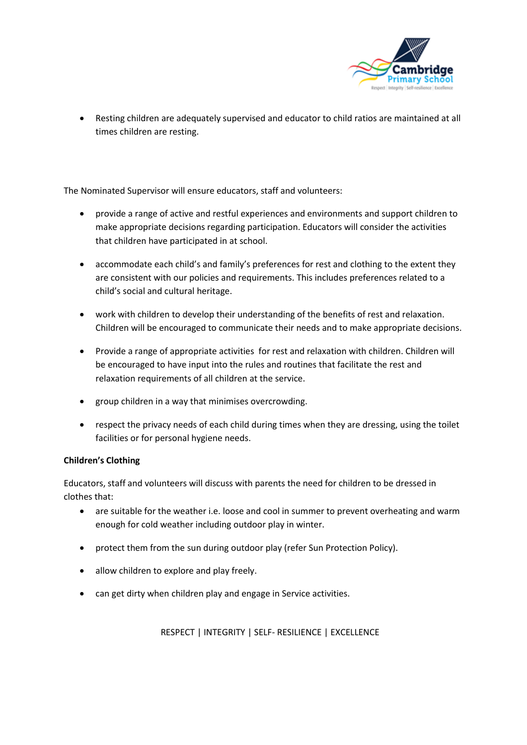- Resting children are adequately supervised and educator to child ratios are maintained at all times children are resting.

The Nominated Supervisor will ensure educators, staff and volunteers:

- provide a range of active and restful experiences and environments and support children to make appropriate decisions regarding participation. Educators will consider the activities that children have participated in at school.
- accommodate each child's and family's preferences for rest and clothing to the extent they are consistent with our policies and requirements. This includes preferences related to a child's social and cultural heritage.
- work with children to develop their understanding of the benefits of rest and relaxation. Children will be encouraged to communicate their needs and to make appropriate decisions.
- Provide a range of appropriate activities for rest and relaxation with children. Children will be encouraged to have input into the rules and routines that facilitate the rest and relaxation requirements of all children at the service.
- group children in a way that minimises overcrowding.
- respect the privacy needs of each child during times when they are dressing, using the toilet facilities or for personal hygiene needs.

**Children's Clothing**

Educators, staff and volunteers will discuss with parents the need for children to be dressed in clothes that:

- are suitable for the weather i.e. loose and cool in summer to prevent overheating and warm enough for cold weather including outdoor play in winter.
- protect them from the sun during outdoor play (refer Sun Protection Policy).
- allow children to explore and play freely.
- can get dirty when children play and engage in Service activities.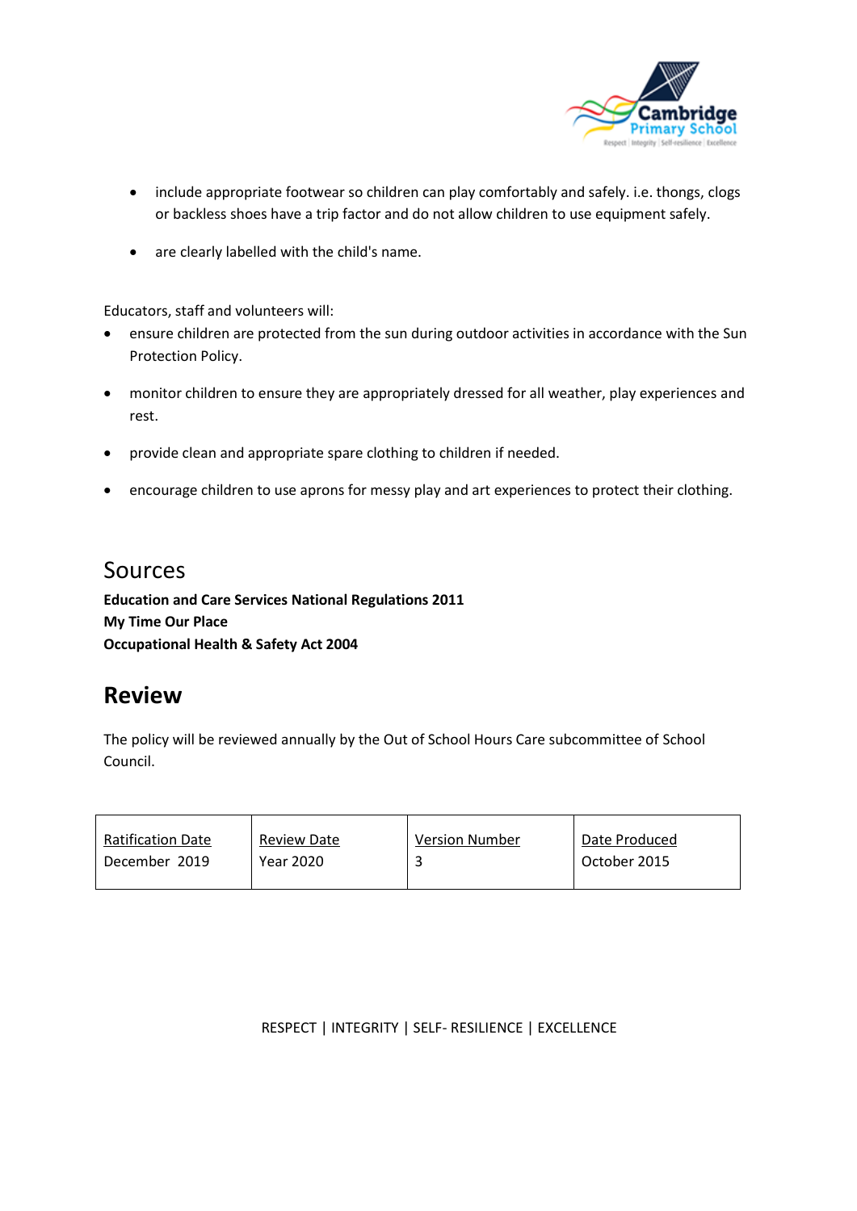- include appropriate footwear so children can play comfortably and safely. i.e. thongs, clogs or backless shoes have a trip factor and do not allow children to use equipment safely.
- are clearly labelled with the child's name.

Educators, staff and volunteers will:

- ensure children are protected from the sun during outdoor activities in accordance with the Sun Protection Policy.
- monitor children to ensure they are appropriately dressed for all weather, play experiences and rest.
- provide clean and appropriate spare clothing to children if needed.
- encourage children to use aprons for messy play and art experiences to protect their clothing.

## Sources

**Education and Care Services National Regulations 2011**
**My Time Our Place**
**Occupational Health & Safety Act 2004**

## Review

The policy will be reviewed annually by the Out of School Hours Care subcommittee of School Council.

| Ratification Date | Review Date | Version Number | Date Produced |
|---|---|---|---|
| December 2019 | Year 2020 | 3 | October 2015 |

RESPECT | INTEGRITY | SELF- RESILIENCE | EXCELLENCE